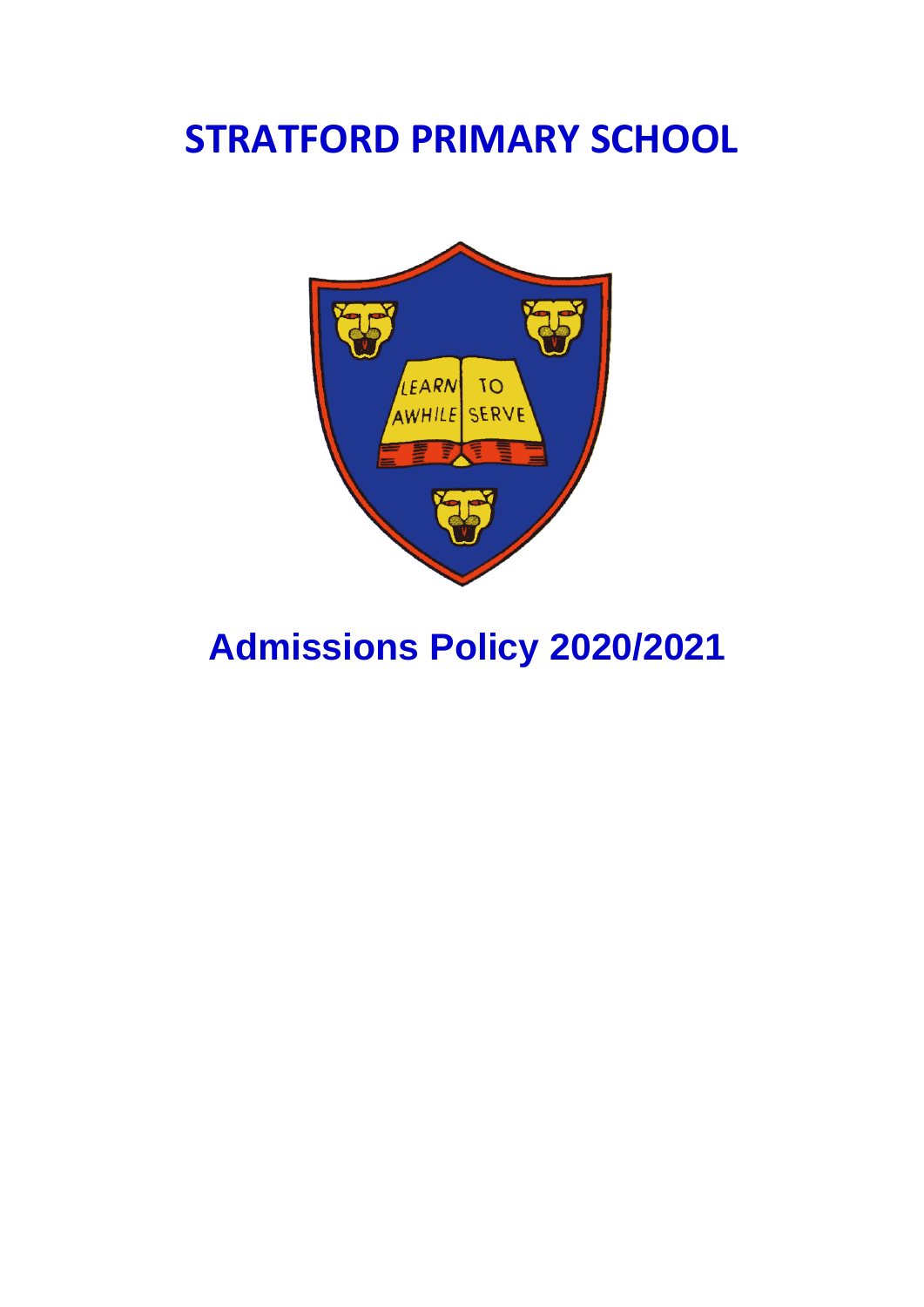# STRATFORD PRIMARY SCHOOL

# Admissions Policy 2020/2021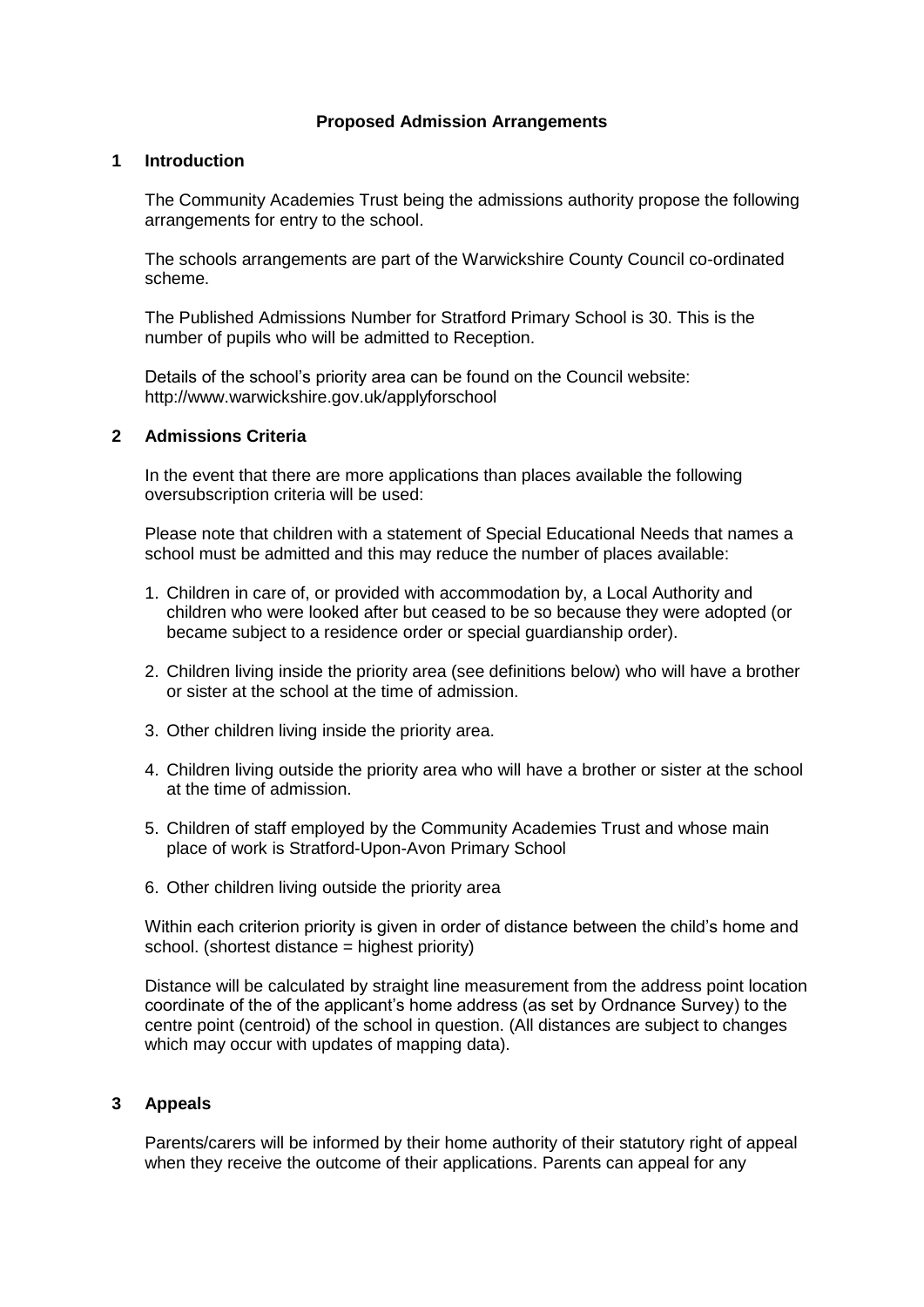**Proposed Admission Arrangements**

## 1 Introduction

The Community Academies Trust being the admissions authority propose the following arrangements for entry to the school.

The schools arrangements are part of the Warwickshire County Council co-ordinated scheme.

The Published Admissions Number for Stratford Primary School is 30. This is the number of pupils who will be admitted to Reception.

Details of the school's priority area can be found on the Council website: http://www.warwickshire.gov.uk/applyforschool

## 2 Admissions Criteria

In the event that there are more applications than places available the following oversubscription criteria will be used:

Please note that children with a statement of Special Educational Needs that names a school must be admitted and this may reduce the number of places available:

1. Children in care of, or provided with accommodation by, a Local Authority and children who were looked after but ceased to be so because they were adopted (or became subject to a residence order or special guardianship order).

2. Children living inside the priority area (see definitions below) who will have a brother or sister at the school at the time of admission.

3. Other children living inside the priority area.

4. Children living outside the priority area who will have a brother or sister at the school at the time of admission.

5. Children of staff employed by the Community Academies Trust and whose main place of work is Stratford-Upon-Avon Primary School

6. Other children living outside the priority area

Within each criterion priority is given in order of distance between the child's home and school. (shortest distance = highest priority)

Distance will be calculated by straight line measurement from the address point location coordinate of the of the applicant's home address (as set by Ordnance Survey) to the centre point (centroid) of the school in question. (All distances are subject to changes which may occur with updates of mapping data).

## 3 Appeals

Parents/carers will be informed by their home authority of their statutory right of appeal when they receive the outcome of their applications. Parents can appeal for any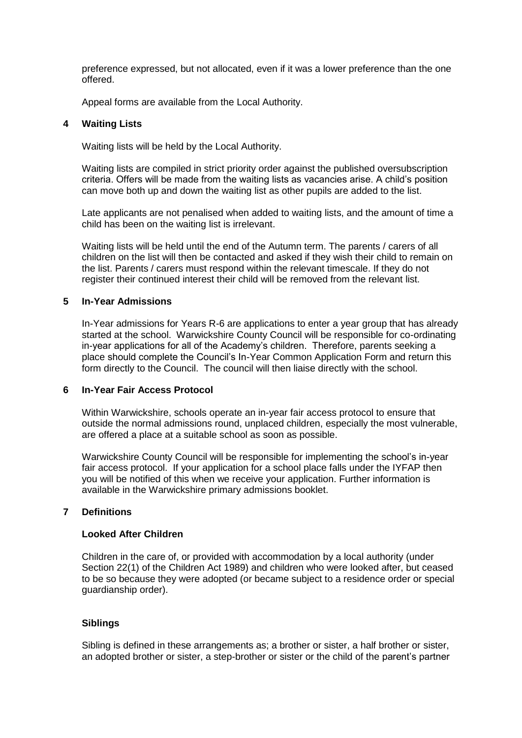preference expressed, but not allocated, even if it was a lower preference than the one offered.

Appeal forms are available from the Local Authority.

## 4 Waiting Lists

Waiting lists will be held by the Local Authority.

Waiting lists are compiled in strict priority order against the published oversubscription criteria. Offers will be made from the waiting lists as vacancies arise. A child's position can move both up and down the waiting list as other pupils are added to the list.

Late applicants are not penalised when added to waiting lists, and the amount of time a child has been on the waiting list is irrelevant.

Waiting lists will be held until the end of the Autumn term. The parents / carers of all children on the list will then be contacted and asked if they wish their child to remain on the list. Parents / carers must respond within the relevant timescale. If they do not register their continued interest their child will be removed from the relevant list.

## 5 In-Year Admissions

In-Year admissions for Years R-6 are applications to enter a year group that has already started at the school. Warwickshire County Council will be responsible for co-ordinating in-year applications for all of the Academy's children. Therefore, parents seeking a place should complete the Council's In-Year Common Application Form and return this form directly to the Council. The council will then liaise directly with the school.

## 6 In-Year Fair Access Protocol

Within Warwickshire, schools operate an in-year fair access protocol to ensure that outside the normal admissions round, unplaced children, especially the most vulnerable, are offered a place at a suitable school as soon as possible.

Warwickshire County Council will be responsible for implementing the school's in-year fair access protocol. If your application for a school place falls under the IYFAP then you will be notified of this when we receive your application. Further information is available in the Warwickshire primary admissions booklet.

## 7 Definitions

### Looked After Children

Children in the care of, or provided with accommodation by a local authority (under Section 22(1) of the Children Act 1989) and children who were looked after, but ceased to be so because they were adopted (or became subject to a residence order or special guardianship order).

### Siblings

Sibling is defined in these arrangements as; a brother or sister, a half brother or sister, an adopted brother or sister, a step-brother or sister or the child of the parent's partner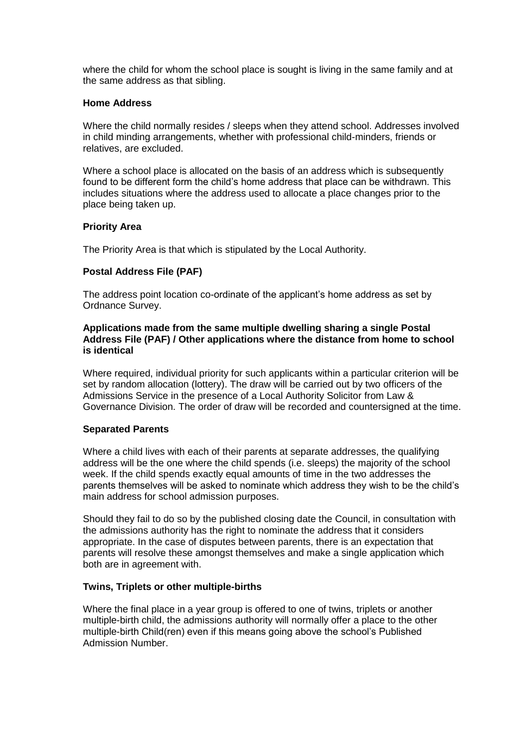where the child for whom the school place is sought is living in the same family and at the same address as that sibling.

**Home Address**

Where the child normally resides / sleeps when they attend school. Addresses involved in child minding arrangements, whether with professional child-minders, friends or relatives, are excluded.

Where a school place is allocated on the basis of an address which is subsequently found to be different form the child's home address that place can be withdrawn. This includes situations where the address used to allocate a place changes prior to the place being taken up.

**Priority Area**

The Priority Area is that which is stipulated by the Local Authority.

**Postal Address File (PAF)**

The address point location co-ordinate of the applicant's home address as set by Ordnance Survey.

**Applications made from the same multiple dwelling sharing a single Postal Address File (PAF) / Other applications where the distance from home to school is identical**

Where required, individual priority for such applicants within a particular criterion will be set by random allocation (lottery). The draw will be carried out by two officers of the Admissions Service in the presence of a Local Authority Solicitor from Law & Governance Division. The order of draw will be recorded and countersigned at the time.

**Separated Parents**

Where a child lives with each of their parents at separate addresses, the qualifying address will be the one where the child spends (i.e. sleeps) the majority of the school week. If the child spends exactly equal amounts of time in the two addresses the parents themselves will be asked to nominate which address they wish to be the child's main address for school admission purposes.

Should they fail to do so by the published closing date the Council, in consultation with the admissions authority has the right to nominate the address that it considers appropriate. In the case of disputes between parents, there is an expectation that parents will resolve these amongst themselves and make a single application which both are in agreement with.

**Twins, Triplets or other multiple-births**

Where the final place in a year group is offered to one of twins, triplets or another multiple-birth child, the admissions authority will normally offer a place to the other multiple-birth Child(ren) even if this means going above the school's Published Admission Number.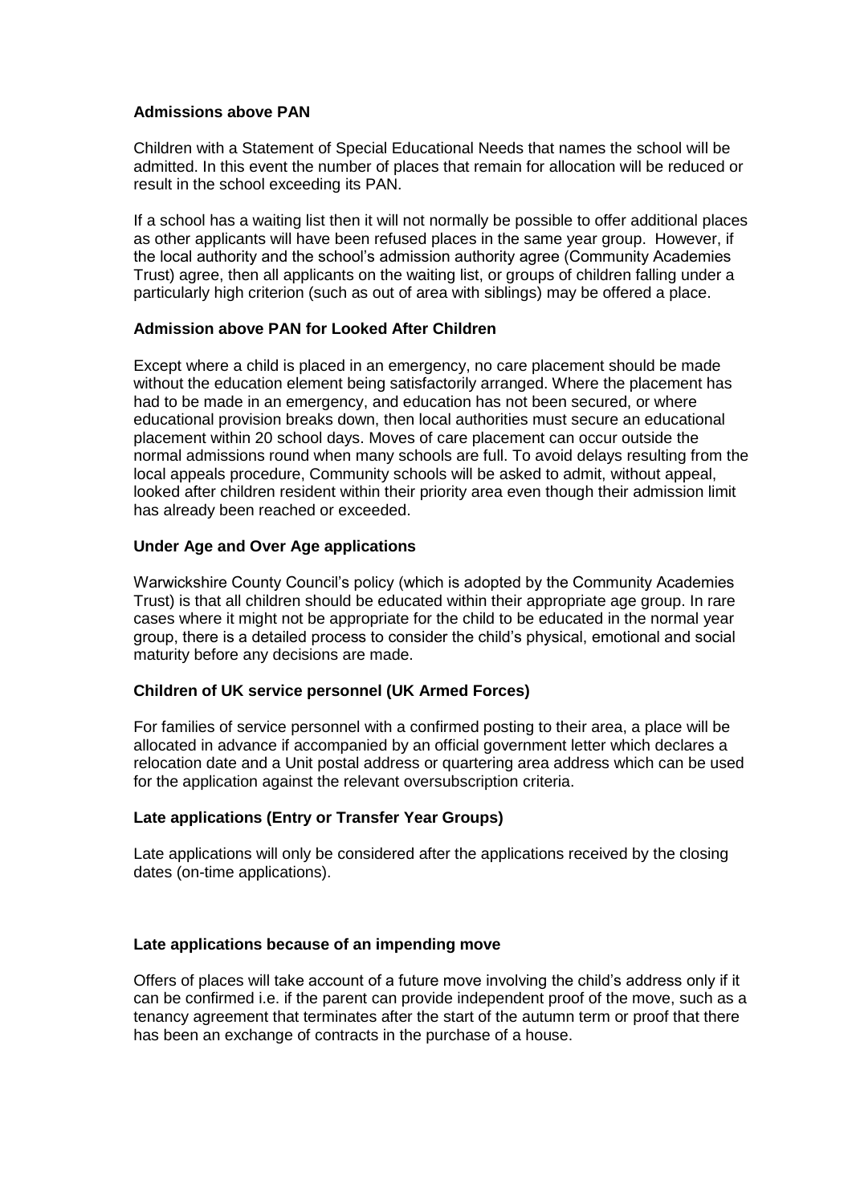**Admissions above PAN**

Children with a Statement of Special Educational Needs that names the school will be admitted. In this event the number of places that remain for allocation will be reduced or result in the school exceeding its PAN.

If a school has a waiting list then it will not normally be possible to offer additional places as other applicants will have been refused places in the same year group. However, if the local authority and the school's admission authority agree (Community Academies Trust) agree, then all applicants on the waiting list, or groups of children falling under a particularly high criterion (such as out of area with siblings) may be offered a place.

**Admission above PAN for Looked After Children**

Except where a child is placed in an emergency, no care placement should be made without the education element being satisfactorily arranged. Where the placement has had to be made in an emergency, and education has not been secured, or where educational provision breaks down, then local authorities must secure an educational placement within 20 school days. Moves of care placement can occur outside the normal admissions round when many schools are full. To avoid delays resulting from the local appeals procedure, Community schools will be asked to admit, without appeal, looked after children resident within their priority area even though their admission limit has already been reached or exceeded.

**Under Age and Over Age applications**

Warwickshire County Council's policy (which is adopted by the Community Academies Trust) is that all children should be educated within their appropriate age group. In rare cases where it might not be appropriate for the child to be educated in the normal year group, there is a detailed process to consider the child's physical, emotional and social maturity before any decisions are made.

**Children of UK service personnel (UK Armed Forces)**

For families of service personnel with a confirmed posting to their area, a place will be allocated in advance if accompanied by an official government letter which declares a relocation date and a Unit postal address or quartering area address which can be used for the application against the relevant oversubscription criteria.

**Late applications (Entry or Transfer Year Groups)**

Late applications will only be considered after the applications received by the closing dates (on-time applications).

**Late applications because of an impending move**

Offers of places will take account of a future move involving the child's address only if it can be confirmed i.e. if the parent can provide independent proof of the move, such as a tenancy agreement that terminates after the start of the autumn term or proof that there has been an exchange of contracts in the purchase of a house.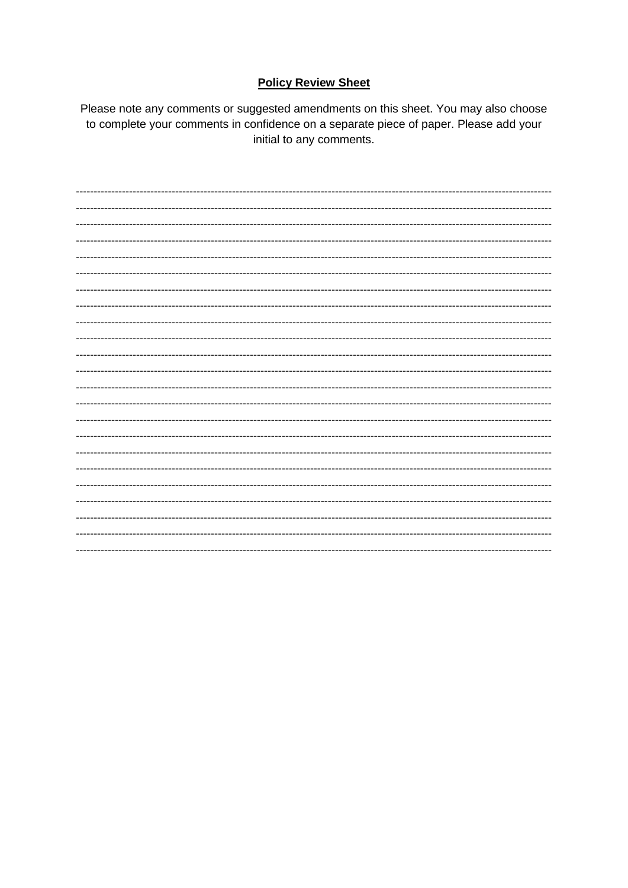**Policy Review Sheet**

Please note any comments or suggested amendments on this sheet. You may also choose to complete your comments in confidence on a separate piece of paper. Please add your initial to any comments.

----------------------------------------------------------------------------------------------------------------------------------------------------------------------------------------------
----------------------------------------------------------------------------------------------------------------------------------------------------------------------------------------------
----------------------------------------------------------------------------------------------------------------------------------------------------------------------------------------------
----------------------------------------------------------------------------------------------------------------------------------------------------------------------------------------------
----------------------------------------------------------------------------------------------------------------------------------------------------------------------------------------------
----------------------------------------------------------------------------------------------------------------------------------------------------------------------------------------------
----------------------------------------------------------------------------------------------------------------------------------------------------------------------------------------------
----------------------------------------------------------------------------------------------------------------------------------------------------------------------------------------------
----------------------------------------------------------------------------------------------------------------------------------------------------------------------------------------------
----------------------------------------------------------------------------------------------------------------------------------------------------------------------------------------------
----------------------------------------------------------------------------------------------------------------------------------------------------------------------------------------------
----------------------------------------------------------------------------------------------------------------------------------------------------------------------------------------------
----------------------------------------------------------------------------------------------------------------------------------------------------------------------------------------------
----------------------------------------------------------------------------------------------------------------------------------------------------------------------------------------------
----------------------------------------------------------------------------------------------------------------------------------------------------------------------------------------------
----------------------------------------------------------------------------------------------------------------------------------------------------------------------------------------------
----------------------------------------------------------------------------------------------------------------------------------------------------------------------------------------------
----------------------------------------------------------------------------------------------------------------------------------------------------------------------------------------------
----------------------------------------------------------------------------------------------------------------------------------------------------------------------------------------------
----------------------------------------------------------------------------------------------------------------------------------------------------------------------------------------------
----------------------------------------------------------------------------------------------------------------------------------------------------------------------------------------------
----------------------------------------------------------------------------------------------------------------------------------------------------------------------------------------------
----------------------------------------------------------------------------------------------------------------------------------------------------------------------------------------------